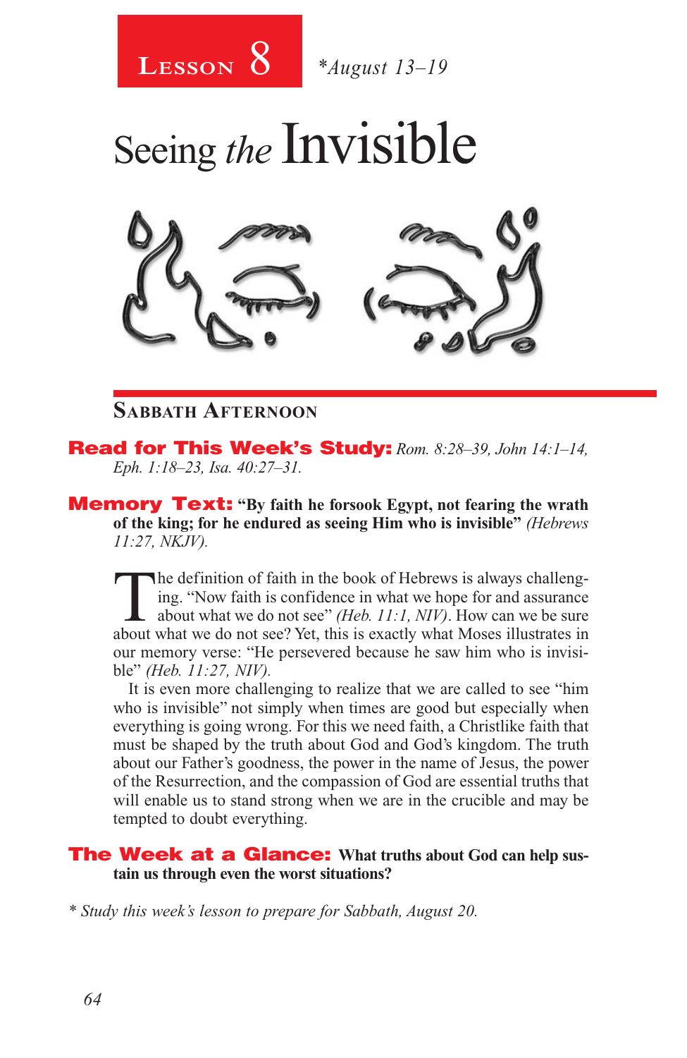# Lesson 8 *August 13–19

# Seeing *the* Invisible

## Sabbath Afternoon

**Read for This Week's Study:** *Rom. 8:28–39, John 14:1–14, Eph. 1:18–23, Isa. 40:27–31.*

**Memory Text:** **"By faith he forsook Egypt, not fearing the wrath of the king; for he endured as seeing Him who is invisible"** *(Hebrews 11:27, NKJV).*

The definition of faith in the book of Hebrews is always challenging. "Now faith is confidence in what we hope for and assurance about what we do not see" *(Heb. 11:1, NIV)*. How can we be sure about what we do not see? Yet, this is exactly what Moses illustrates in our memory verse: "He persevered because he saw him who is invisible" *(Heb. 11:27, NIV).*

It is even more challenging to realize that we are called to see "him who is invisible" not simply when times are good but especially when everything is going wrong. For this we need faith, a Christlike faith that must be shaped by the truth about God and God's kingdom. The truth about our Father's goodness, the power in the name of Jesus, the power of the Resurrection, and the compassion of God are essential truths that will enable us to stand strong when we are in the crucible and may be tempted to doubt everything.

**The Week at a Glance:** **What truths about God can help sustain us through even the worst situations?**

\* *Study this week's lesson to prepare for Sabbath, August 20.*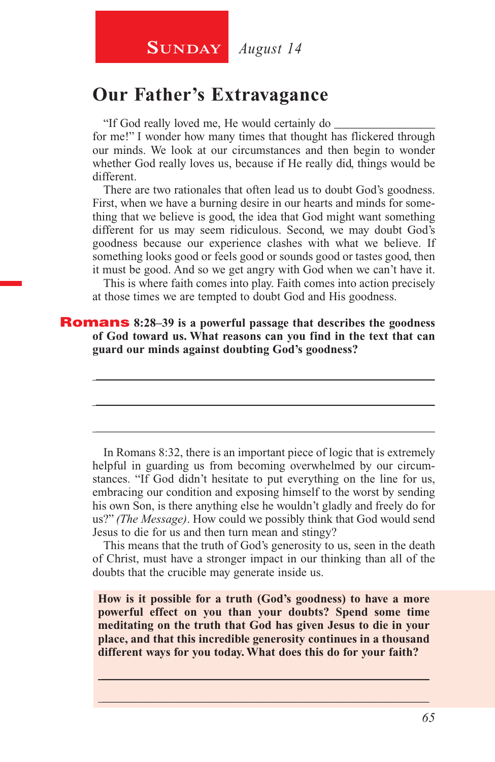**Sunday** *August 14*

# Our Father's Extravagance

"If God really loved me, He would certainly do ________________ for me!" I wonder how many times that thought has flickered through our minds. We look at our circumstances and then begin to wonder whether God really loves us, because if He really did, things would be different.

There are two rationales that often lead us to doubt God's goodness. First, when we have a burning desire in our hearts and minds for something that we believe is good, the idea that God might want something different for us may seem ridiculous. Second, we may doubt God's goodness because our experience clashes with what we believe. If something looks good or feels good or sounds good or tastes good, then it must be good. And so we get angry with God when we can't have it.

This is where faith comes into play. Faith comes into action precisely at those times we are tempted to doubt God and His goodness.

**Romans 8:28–39 is a powerful passage that describes the goodness of God toward us. What reasons can you find in the text that can guard our minds against doubting God's goodness?**

_______________________________________________

_______________________________________________

_______________________________________________

In Romans 8:32, there is an important piece of logic that is extremely helpful in guarding us from becoming overwhelmed by our circumstances. "If God didn't hesitate to put everything on the line for us, embracing our condition and exposing himself to the worst by sending his own Son, is there anything else he wouldn't gladly and freely do for us?" *(The Message)*. How could we possibly think that God would send Jesus to die for us and then turn mean and stingy?

This means that the truth of God's generosity to us, seen in the death of Christ, must have a stronger impact in our thinking than all of the doubts that the crucible may generate inside us.

**How is it possible for a truth (God's goodness) to have a more powerful effect on you than your doubts? Spend some time meditating on the truth that God has given Jesus to die in your place, and that this incredible generosity continues in a thousand different ways for you today. What does this do for your faith?**

_______________________________________________

_______________________________________________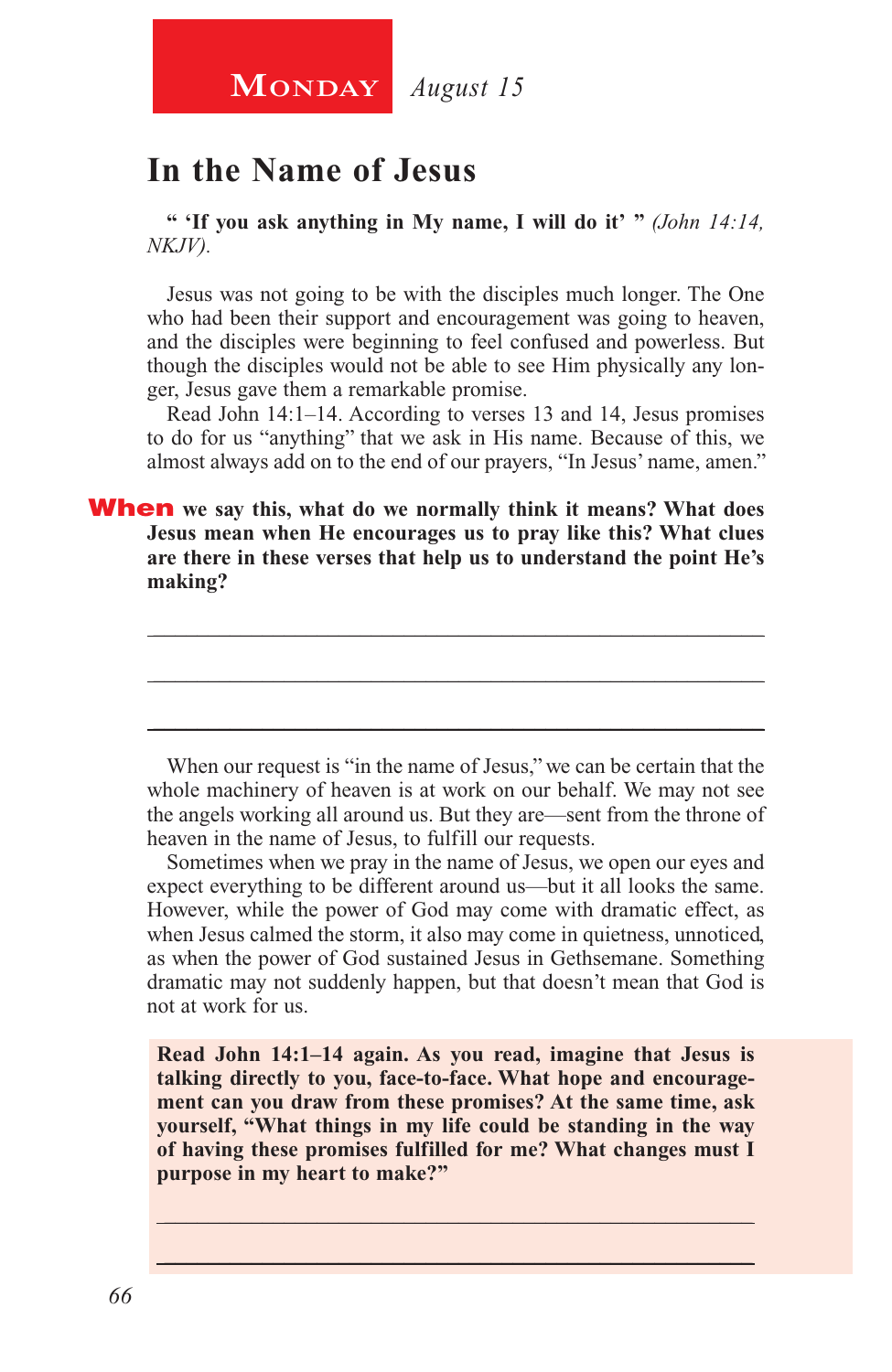**Monday** *August 15*

# In the Name of Jesus

**" 'If you ask anything in My name, I will do it' "** *(John 14:14, NKJV).*

Jesus was not going to be with the disciples much longer. The One who had been their support and encouragement was going to heaven, and the disciples were beginning to feel confused and powerless. But though the disciples would not be able to see Him physically any longer, Jesus gave them a remarkable promise.

Read John 14:1–14. According to verses 13 and 14, Jesus promises to do for us "anything" that we ask in His name. Because of this, we almost always add on to the end of our prayers, "In Jesus' name, amen."

**When we say this, what do we normally think it means? What does Jesus mean when He encourages us to pray like this? What clues are there in these verses that help us to understand the point He's making?**

_______________________________________________

_______________________________________________

_______________________________________________

When our request is "in the name of Jesus," we can be certain that the whole machinery of heaven is at work on our behalf. We may not see the angels working all around us. But they are—sent from the throne of heaven in the name of Jesus, to fulfill our requests.

Sometimes when we pray in the name of Jesus, we open our eyes and expect everything to be different around us—but it all looks the same. However, while the power of God may come with dramatic effect, as when Jesus calmed the storm, it also may come in quietness, unnoticed, as when the power of God sustained Jesus in Gethsemane. Something dramatic may not suddenly happen, but that doesn't mean that God is not at work for us.

**Read John 14:1–14 again. As you read, imagine that Jesus is talking directly to you, face-to-face. What hope and encouragement can you draw from these promises? At the same time, ask yourself, "What things in my life could be standing in the way of having these promises fulfilled for me? What changes must I purpose in my heart to make?"**

_______________________________________________

_______________________________________________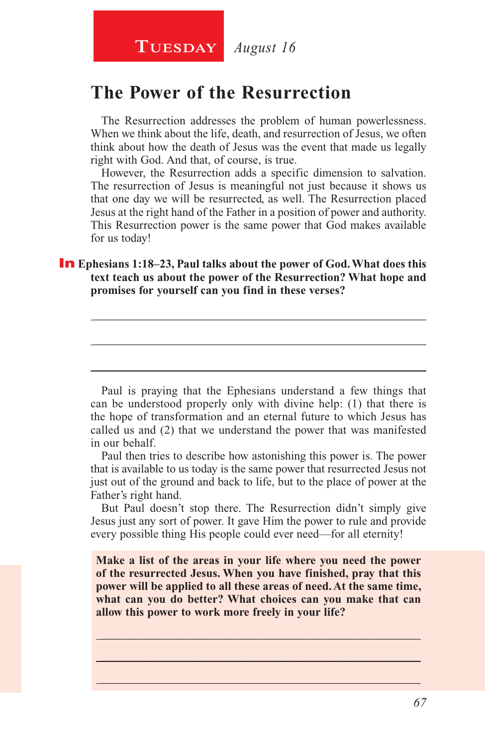**Tuesday** *August 16*

# The Power of the Resurrection

The Resurrection addresses the problem of human powerlessness. When we think about the life, death, and resurrection of Jesus, we often think about how the death of Jesus was the event that made us legally right with God. And that, of course, is true.

However, the Resurrection adds a specific dimension to salvation. The resurrection of Jesus is meaningful not just because it shows us that one day we will be resurrected, as well. The Resurrection placed Jesus at the right hand of the Father in a position of power and authority. This Resurrection power is the same power that God makes available for us today!

**In Ephesians 1:18–23, Paul talks about the power of God. What does this text teach us about the power of the Resurrection? What hope and promises for yourself can you find in these verses?**

_______________________________________________

_______________________________________________

_______________________________________________

Paul is praying that the Ephesians understand a few things that can be understood properly only with divine help: (1) that there is the hope of transformation and an eternal future to which Jesus has called us and (2) that we understand the power that was manifested in our behalf.

Paul then tries to describe how astonishing this power is. The power that is available to us today is the same power that resurrected Jesus not just out of the ground and back to life, but to the place of power at the Father's right hand.

But Paul doesn't stop there. The Resurrection didn't simply give Jesus just any sort of power. It gave Him the power to rule and provide every possible thing His people could ever need—for all eternity!

**Make a list of the areas in your life where you need the power of the resurrected Jesus. When you have finished, pray that this power will be applied to all these areas of need. At the same time, what can you do better? What choices can you make that can allow this power to work more freely in your life?**

_______________________________________________

_______________________________________________

_______________________________________________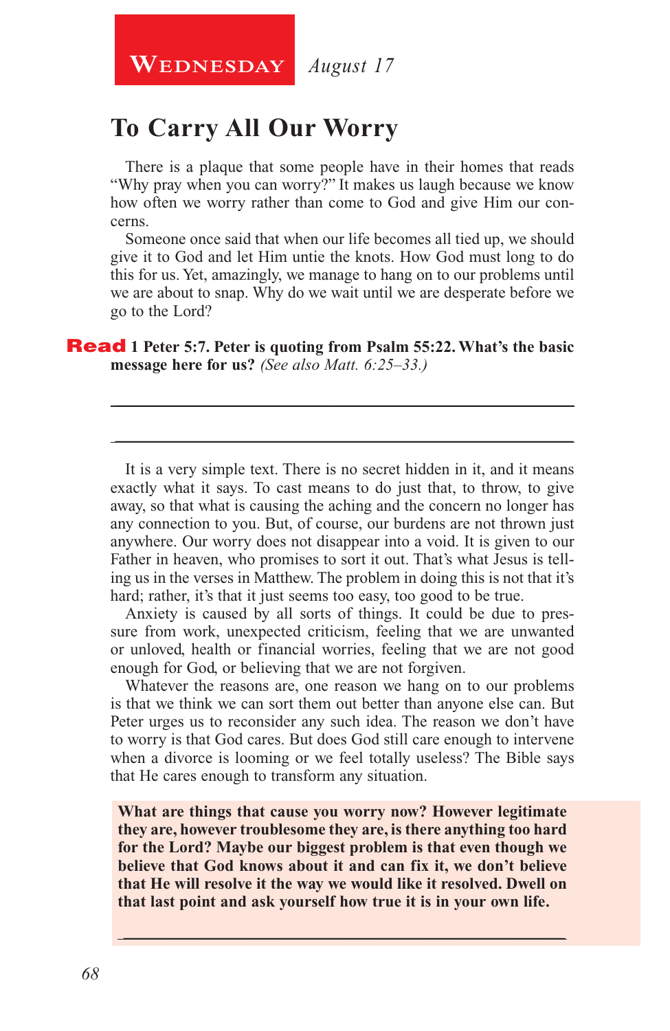**Wednesday** *August 17*

## To Carry All Our Worry

There is a plaque that some people have in their homes that reads "Why pray when you can worry?" It makes us laugh because we know how often we worry rather than come to God and give Him our concerns.

Someone once said that when our life becomes all tied up, we should give it to God and let Him untie the knots. How God must long to do this for us. Yet, amazingly, we manage to hang on to our problems until we are about to snap. Why do we wait until we are desperate before we go to the Lord?

**Read 1 Peter 5:7. Peter is quoting from Psalm 55:22. What's the basic message here for us?** *(See also Matt. 6:25–33.)*

\_\_\_\_\_\_\_\_\_\_\_\_\_\_\_\_\_\_\_\_\_\_\_\_\_\_\_\_\_\_\_\_\_\_\_\_\_\_\_\_\_\_\_\_\_\_\_\_\_\_\_\_\_\_\_\_

\_\_\_\_\_\_\_\_\_\_\_\_\_\_\_\_\_\_\_\_\_\_\_\_\_\_\_\_\_\_\_\_\_\_\_\_\_\_\_\_\_\_\_\_\_\_\_\_\_\_\_\_\_\_\_\_

It is a very simple text. There is no secret hidden in it, and it means exactly what it says. To cast means to do just that, to throw, to give away, so that what is causing the aching and the concern no longer has any connection to you. But, of course, our burdens are not thrown just anywhere. Our worry does not disappear into a void. It is given to our Father in heaven, who promises to sort it out. That's what Jesus is telling us in the verses in Matthew. The problem in doing this is not that it's hard; rather, it's that it just seems too easy, too good to be true.

Anxiety is caused by all sorts of things. It could be due to pressure from work, unexpected criticism, feeling that we are unwanted or unloved, health or financial worries, feeling that we are not good enough for God, or believing that we are not forgiven.

Whatever the reasons are, one reason we hang on to our problems is that we think we can sort them out better than anyone else can. But Peter urges us to reconsider any such idea. The reason we don't have to worry is that God cares. But does God still care enough to intervene when a divorce is looming or we feel totally useless? The Bible says that He cares enough to transform any situation.

**What are things that cause you worry now? However legitimate they are, however troublesome they are, is there anything too hard for the Lord? Maybe our biggest problem is that even though we believe that God knows about it and can fix it, we don't believe that He will resolve it the way we would like it resolved. Dwell on that last point and ask yourself how true it is in your own life.**

\_\_\_\_\_\_\_\_\_\_\_\_\_\_\_\_\_\_\_\_\_\_\_\_\_\_\_\_\_\_\_\_\_\_\_\_\_\_\_\_\_\_\_\_\_\_\_\_\_\_\_\_\_\_\_\_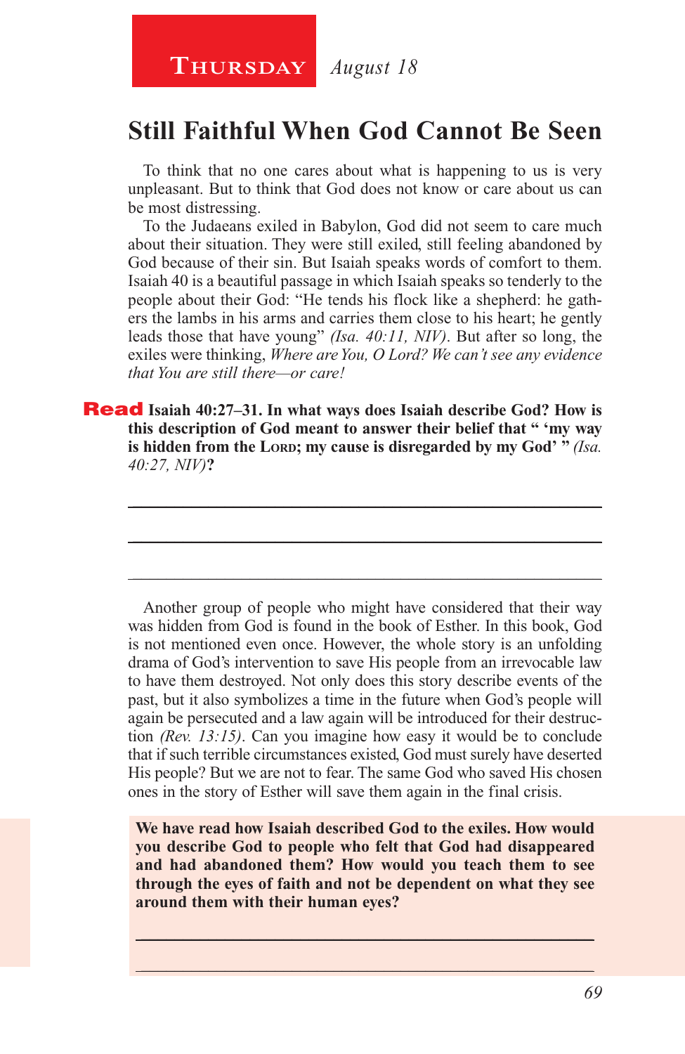**Thursday** *August 18*

# Still Faithful When God Cannot Be Seen

To think that no one cares about what is happening to us is very unpleasant. But to think that God does not know or care about us can be most distressing.

To the Judaeans exiled in Babylon, God did not seem to care much about their situation. They were still exiled, still feeling abandoned by God because of their sin. But Isaiah speaks words of comfort to them. Isaiah 40 is a beautiful passage in which Isaiah speaks so tenderly to the people about their God: "He tends his flock like a shepherd: he gathers the lambs in his arms and carries them close to his heart; he gently leads those that have young" *(Isa. 40:11, NIV)*. But after so long, the exiles were thinking, *Where are You, O Lord? We can't see any evidence that You are still there—or care!*

**Read Isaiah 40:27–31. In what ways does Isaiah describe God? How is this description of God meant to answer their belief that " 'my way is hidden from the Lord; my cause is disregarded by my God' "** *(Isa. 40:27, NIV)***?**

\_\_\_\_\_\_\_\_\_\_\_\_\_\_\_\_\_\_\_\_\_\_\_\_\_\_\_\_\_\_\_\_\_\_\_\_\_\_\_\_\_\_\_\_\_\_\_\_\_\_\_\_\_\_\_\_\_\_\_\_

\_\_\_\_\_\_\_\_\_\_\_\_\_\_\_\_\_\_\_\_\_\_\_\_\_\_\_\_\_\_\_\_\_\_\_\_\_\_\_\_\_\_\_\_\_\_\_\_\_\_\_\_\_\_\_\_\_\_\_\_

\_\_\_\_\_\_\_\_\_\_\_\_\_\_\_\_\_\_\_\_\_\_\_\_\_\_\_\_\_\_\_\_\_\_\_\_\_\_\_\_\_\_\_\_\_\_\_\_\_\_\_\_\_\_\_\_\_\_\_\_

Another group of people who might have considered that their way was hidden from God is found in the book of Esther. In this book, God is not mentioned even once. However, the whole story is an unfolding drama of God's intervention to save His people from an irrevocable law to have them destroyed. Not only does this story describe events of the past, but it also symbolizes a time in the future when God's people will again be persecuted and a law again will be introduced for their destruction *(Rev. 13:15)*. Can you imagine how easy it would be to conclude that if such terrible circumstances existed, God must surely have deserted His people? But we are not to fear. The same God who saved His chosen ones in the story of Esther will save them again in the final crisis.

**We have read how Isaiah described God to the exiles. How would you describe God to people who felt that God had disappeared and had abandoned them? How would you teach them to see through the eyes of faith and not be dependent on what they see around them with their human eyes?**

\_\_\_\_\_\_\_\_\_\_\_\_\_\_\_\_\_\_\_\_\_\_\_\_\_\_\_\_\_\_\_\_\_\_\_\_\_\_\_\_\_\_\_\_\_\_\_\_\_\_\_\_\_\_\_\_\_\_\_\_

\_\_\_\_\_\_\_\_\_\_\_\_\_\_\_\_\_\_\_\_\_\_\_\_\_\_\_\_\_\_\_\_\_\_\_\_\_\_\_\_\_\_\_\_\_\_\_\_\_\_\_\_\_\_\_\_\_\_\_\_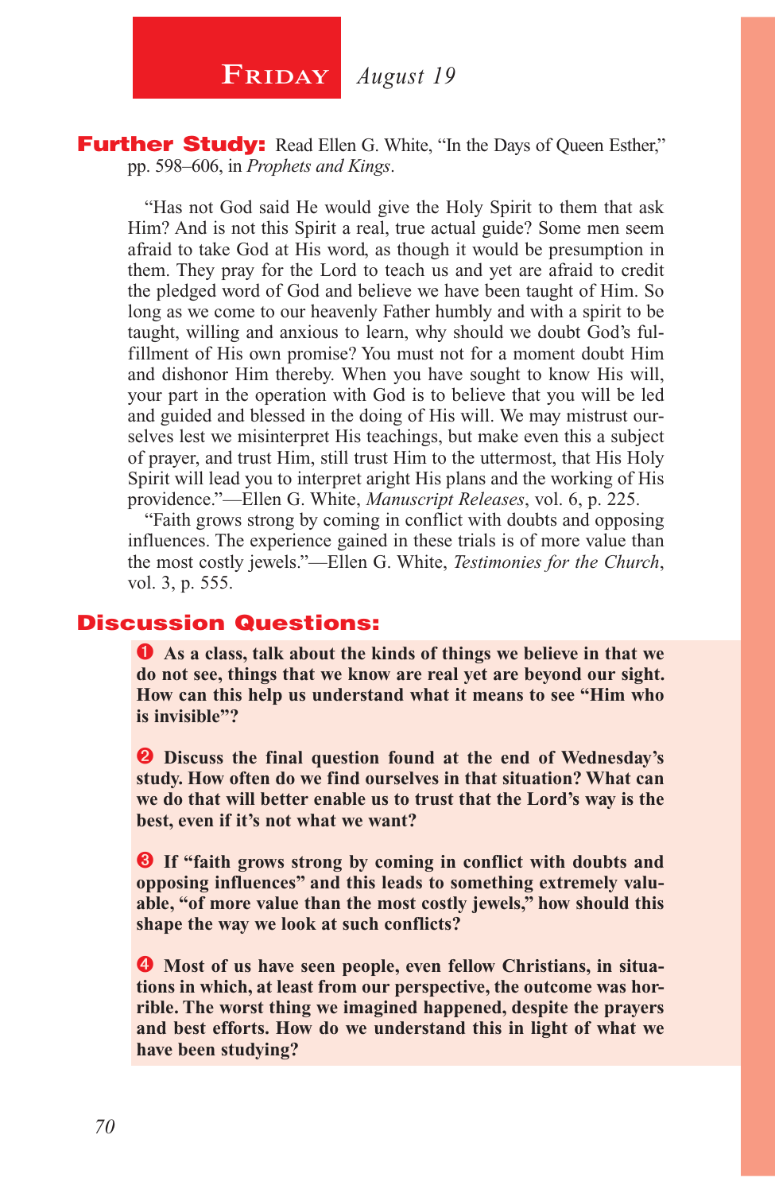# Friday *August 19*

**Further Study:** Read Ellen G. White, "In the Days of Queen Esther," pp. 598–606, in *Prophets and Kings*.

"Has not God said He would give the Holy Spirit to them that ask Him? And is not this Spirit a real, true actual guide? Some men seem afraid to take God at His word, as though it would be presumption in them. They pray for the Lord to teach us and yet are afraid to credit the pledged word of God and believe we have been taught of Him. So long as we come to our heavenly Father humbly and with a spirit to be taught, willing and anxious to learn, why should we doubt God's fulfillment of His own promise? You must not for a moment doubt Him and dishonor Him thereby. When you have sought to know His will, your part in the operation with God is to believe that you will be led and guided and blessed in the doing of His will. We may mistrust ourselves lest we misinterpret His teachings, but make even this a subject of prayer, and trust Him, still trust Him to the uttermost, that His Holy Spirit will lead you to interpret aright His plans and the working of His providence."—Ellen G. White, *Manuscript Releases*, vol. 6, p. 225.

"Faith grows strong by coming in conflict with doubts and opposing influences. The experience gained in these trials is of more value than the most costly jewels."—Ellen G. White, *Testimonies for the Church*, vol. 3, p. 555.

## Discussion Questions:

1. **As a class, talk about the kinds of things we believe in that we do not see, things that we know are real yet are beyond our sight. How can this help us understand what it means to see "Him who is invisible"?**

2. **Discuss the final question found at the end of Wednesday's study. How often do we find ourselves in that situation? What can we do that will better enable us to trust that the Lord's way is the best, even if it's not what we want?**

3. **If "faith grows strong by coming in conflict with doubts and opposing influences" and this leads to something extremely valuable, "of more value than the most costly jewels," how should this shape the way we look at such conflicts?**

4. **Most of us have seen people, even fellow Christians, in situations in which, at least from our perspective, the outcome was horrible. The worst thing we imagined happened, despite the prayers and best efforts. How do we understand this in light of what we have been studying?**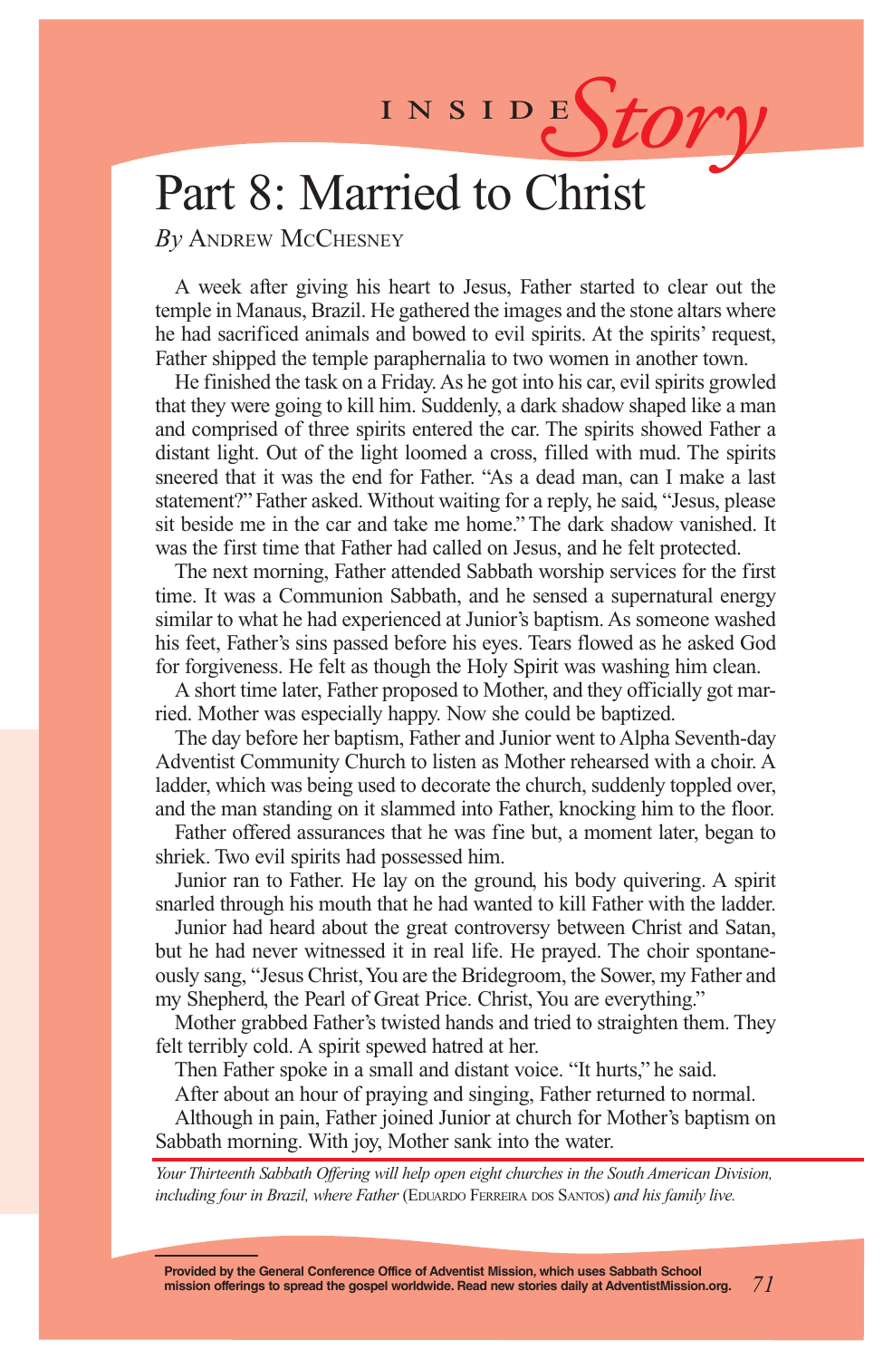INSIDE *Story*

# Part 8: Married to Christ

*By* Andrew McChesney

A week after giving his heart to Jesus, Father started to clear out the temple in Manaus, Brazil. He gathered the images and the stone altars where he had sacrificed animals and bowed to evil spirits. At the spirits' request, Father shipped the temple paraphernalia to two women in another town.

He finished the task on a Friday. As he got into his car, evil spirits growled that they were going to kill him. Suddenly, a dark shadow shaped like a man and comprised of three spirits entered the car. The spirits showed Father a distant light. Out of the light loomed a cross, filled with mud. The spirits sneered that it was the end for Father. "As a dead man, can I make a last statement?" Father asked. Without waiting for a reply, he said, "Jesus, please sit beside me in the car and take me home." The dark shadow vanished. It was the first time that Father had called on Jesus, and he felt protected.

The next morning, Father attended Sabbath worship services for the first time. It was a Communion Sabbath, and he sensed a supernatural energy similar to what he had experienced at Junior's baptism. As someone washed his feet, Father's sins passed before his eyes. Tears flowed as he asked God for forgiveness. He felt as though the Holy Spirit was washing him clean.

A short time later, Father proposed to Mother, and they officially got married. Mother was especially happy. Now she could be baptized.

The day before her baptism, Father and Junior went to Alpha Seventh-day Adventist Community Church to listen as Mother rehearsed with a choir. A ladder, which was being used to decorate the church, suddenly toppled over, and the man standing on it slammed into Father, knocking him to the floor.

Father offered assurances that he was fine but, a moment later, began to shriek. Two evil spirits had possessed him.

Junior ran to Father. He lay on the ground, his body quivering. A spirit snarled through his mouth that he had wanted to kill Father with the ladder.

Junior had heard about the great controversy between Christ and Satan, but he had never witnessed it in real life. He prayed. The choir spontaneously sang, "Jesus Christ, You are the Bridegroom, the Sower, my Father and my Shepherd, the Pearl of Great Price. Christ, You are everything."

Mother grabbed Father's twisted hands and tried to straighten them. They felt terribly cold. A spirit spewed hatred at her.

Then Father spoke in a small and distant voice. "It hurts," he said.

After about an hour of praying and singing, Father returned to normal.

Although in pain, Father joined Junior at church for Mother's baptism on Sabbath morning. With joy, Mother sank into the water.

*Your Thirteenth Sabbath Offering will help open eight churches in the South American Division, including four in Brazil, where Father* (Eduardo Ferreira dos Santos) *and his family live.*

**Provided by the General Conference Office of Adventist Mission, which uses Sabbath School mission offerings to spread the gospel worldwide. Read new stories daily at AdventistMission.org.**